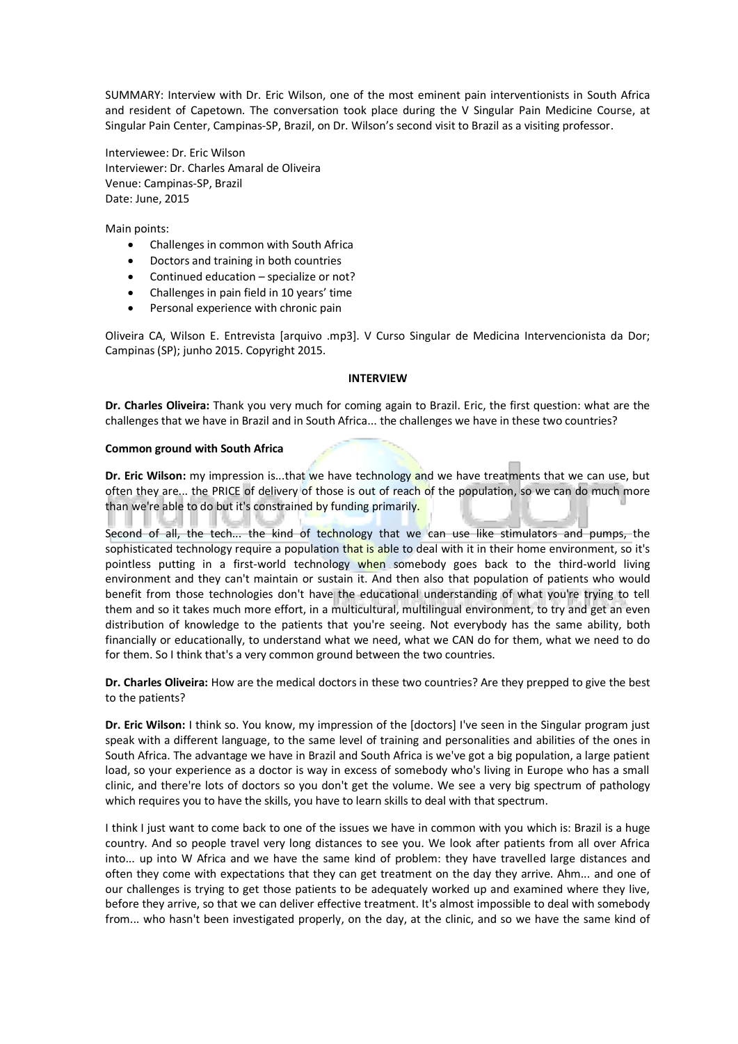SUMMARY: Interview with Dr. Eric Wilson, one of the most eminent pain interventionists in South Africa and resident of Capetown. The conversation took place during the V Singular Pain Medicine Course, at Singular Pain Center, Campinas-SP, Brazil, on Dr. Wilson's second visit to Brazil as a visiting professor.

Interviewee: Dr. Eric Wilson
Interviewer: Dr. Charles Amaral de Oliveira
Venue: Campinas-SP, Brazil
Date: June, 2015

Main points:

- Challenges in common with South Africa
- Doctors and training in both countries
- Continued education – specialize or not?
- Challenges in pain field in 10 years' time
- Personal experience with chronic pain

Oliveira CA, Wilson E. Entrevista [arquivo .mp3]. V Curso Singular de Medicina Intervencionista da Dor; Campinas (SP); junho 2015. Copyright 2015.

**INTERVIEW**

**Dr. Charles Oliveira:** Thank you very much for coming again to Brazil. Eric, the first question: what are the challenges that we have in Brazil and in South Africa... the challenges we have in these two countries?

**Common ground with South Africa**

**Dr. Eric Wilson:** my impression is...that we have technology and we have treatments that we can use, but often they are... the PRICE of delivery of those is out of reach of the population, so we can do much more than we're able to do but it's constrained by funding primarily.

Second of all, the tech... the kind of technology that we can use like stimulators and pumps, the sophisticated technology require a population that is able to deal with it in their home environment, so it's pointless putting in a first-world technology when somebody goes back to the third-world living environment and they can't maintain or sustain it. And then also that population of patients who would benefit from those technologies don't have the educational understanding of what you're trying to tell them and so it takes much more effort, in a multicultural, multilingual environment, to try and get an even distribution of knowledge to the patients that you're seeing. Not everybody has the same ability, both financially or educationally, to understand what we need, what we CAN do for them, what we need to do for them. So I think that's a very common ground between the two countries.

**Dr. Charles Oliveira:** How are the medical doctors in these two countries? Are they prepped to give the best to the patients?

**Dr. Eric Wilson:** I think so. You know, my impression of the [doctors] I've seen in the Singular program just speak with a different language, to the same level of training and personalities and abilities of the ones in South Africa. The advantage we have in Brazil and South Africa is we've got a big population, a large patient load, so your experience as a doctor is way in excess of somebody who's living in Europe who has a small clinic, and there're lots of doctors so you don't get the volume. We see a very big spectrum of pathology which requires you to have the skills, you have to learn skills to deal with that spectrum.

I think I just want to come back to one of the issues we have in common with you which is: Brazil is a huge country. And so people travel very long distances to see you. We look after patients from all over Africa into... up into W Africa and we have the same kind of problem: they have travelled large distances and often they come with expectations that they can get treatment on the day they arrive. Ahm... and one of our challenges is trying to get those patients to be adequately worked up and examined where they live, before they arrive, so that we can deliver effective treatment. It's almost impossible to deal with somebody from... who hasn't been investigated properly, on the day, at the clinic, and so we have the same kind of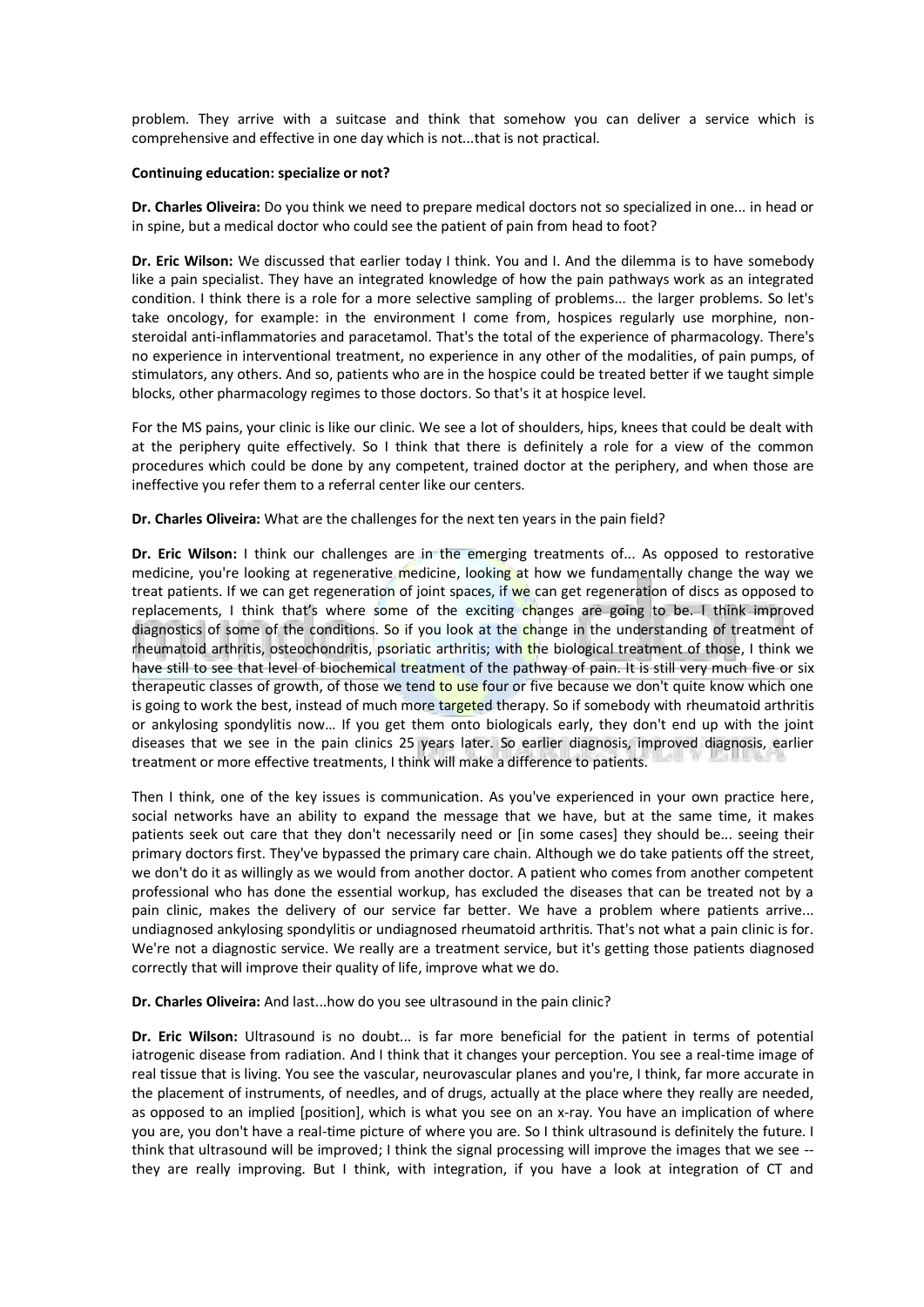problem. They arrive with a suitcase and think that somehow you can deliver a service which is comprehensive and effective in one day which is not...that is not practical.

**Continuing education: specialize or not?**

**Dr. Charles Oliveira:** Do you think we need to prepare medical doctors not so specialized in one... in head or in spine, but a medical doctor who could see the patient of pain from head to foot?

**Dr. Eric Wilson:** We discussed that earlier today I think. You and I. And the dilemma is to have somebody like a pain specialist. They have an integrated knowledge of how the pain pathways work as an integrated condition. I think there is a role for a more selective sampling of problems... the larger problems. So let's take oncology, for example: in the environment I come from, hospices regularly use morphine, non-steroidal anti-inflammatories and paracetamol. That's the total of the experience of pharmacology. There's no experience in interventional treatment, no experience in any other of the modalities, of pain pumps, of stimulators, any others. And so, patients who are in the hospice could be treated better if we taught simple blocks, other pharmacology regimes to those doctors. So that's it at hospice level.

For the MS pains, your clinic is like our clinic. We see a lot of shoulders, hips, knees that could be dealt with at the periphery quite effectively. So I think that there is definitely a role for a view of the common procedures which could be done by any competent, trained doctor at the periphery, and when those are ineffective you refer them to a referral center like our centers.

**Dr. Charles Oliveira:** What are the challenges for the next ten years in the pain field?

**Dr. Eric Wilson:** I think our challenges are in the emerging treatments of... As opposed to restorative medicine, you're looking at regenerative medicine, looking at how we fundamentally change the way we treat patients. If we can get regeneration of joint spaces, if we can get regeneration of discs as opposed to replacements, I think that's where some of the exciting changes are going to be. I think improved diagnostics of some of the conditions. So if you look at the change in the understanding of treatment of rheumatoid arthritis, osteochondritis, psoriatic arthritis; with the biological treatment of those, I think we have still to see that level of biochemical treatment of the pathway of pain. It is still very much five or six therapeutic classes of growth, of those we tend to use four or five because we don't quite know which one is going to work the best, instead of much more targeted therapy. So if somebody with rheumatoid arthritis or ankylosing spondylitis now… If you get them onto biologicals early, they don't end up with the joint diseases that we see in the pain clinics 25 years later. So earlier diagnosis, improved diagnosis, earlier treatment or more effective treatments, I think will make a difference to patients.

Then I think, one of the key issues is communication. As you've experienced in your own practice here, social networks have an ability to expand the message that we have, but at the same time, it makes patients seek out care that they don't necessarily need or [in some cases] they should be... seeing their primary doctors first. They've bypassed the primary care chain. Although we do take patients off the street, we don't do it as willingly as we would from another doctor. A patient who comes from another competent professional who has done the essential workup, has excluded the diseases that can be treated not by a pain clinic, makes the delivery of our service far better. We have a problem where patients arrive... undiagnosed ankylosing spondylitis or undiagnosed rheumatoid arthritis. That's not what a pain clinic is for. We're not a diagnostic service. We really are a treatment service, but it's getting those patients diagnosed correctly that will improve their quality of life, improve what we do.

**Dr. Charles Oliveira:** And last...how do you see ultrasound in the pain clinic?

**Dr. Eric Wilson:** Ultrasound is no doubt... is far more beneficial for the patient in terms of potential iatrogenic disease from radiation. And I think that it changes your perception. You see a real-time image of real tissue that is living. You see the vascular, neurovascular planes and you're, I think, far more accurate in the placement of instruments, of needles, and of drugs, actually at the place where they really are needed, as opposed to an implied [position], which is what you see on an x-ray. You have an implication of where you are, you don't have a real-time picture of where you are. So I think ultrasound is definitely the future. I think that ultrasound will be improved; I think the signal processing will improve the images that we see -- they are really improving. But I think, with integration, if you have a look at integration of CT and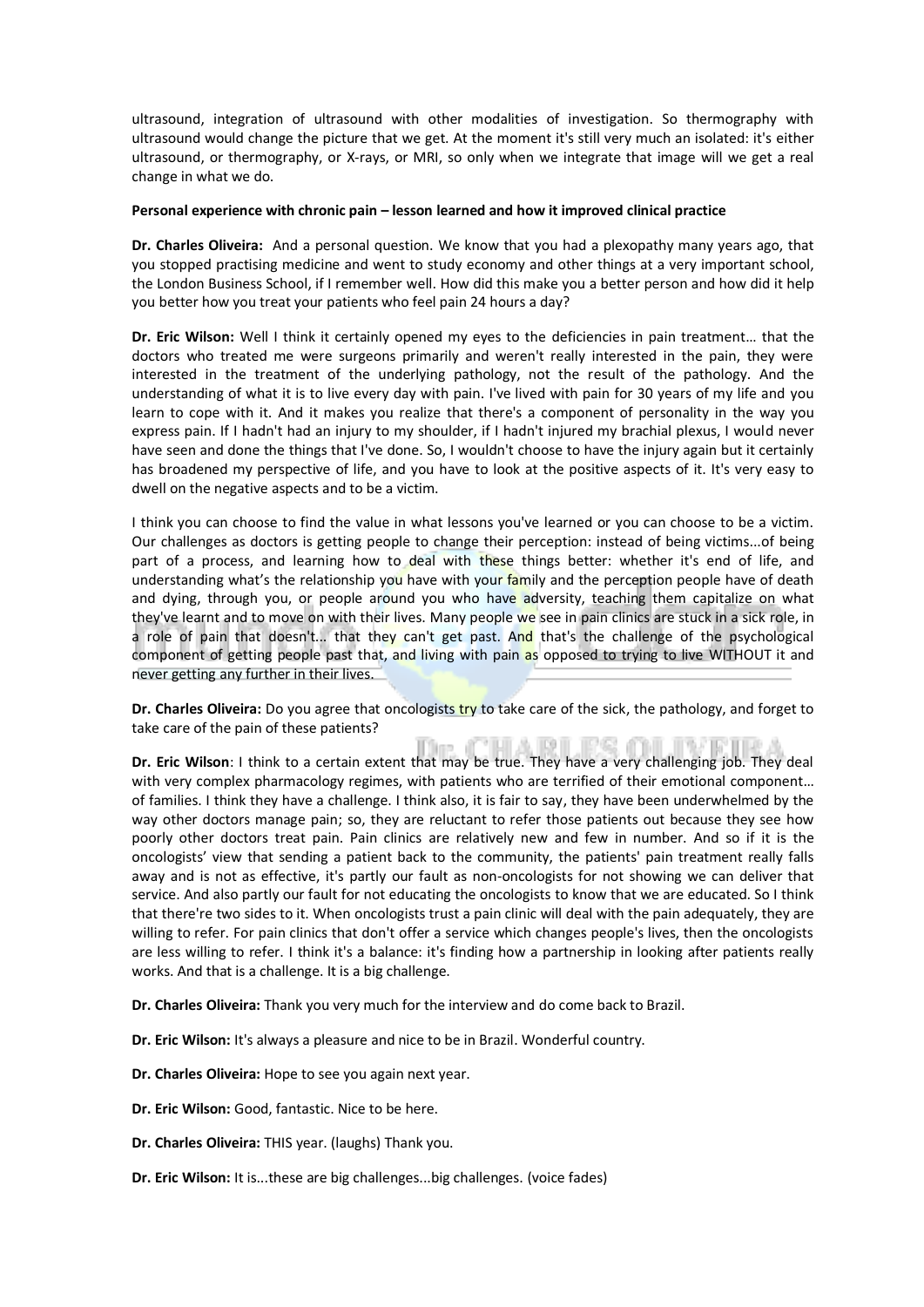ultrasound, integration of ultrasound with other modalities of investigation. So thermography with ultrasound would change the picture that we get. At the moment it's still very much an isolated: it's either ultrasound, or thermography, or X-rays, or MRI, so only when we integrate that image will we get a real change in what we do.

**Personal experience with chronic pain – lesson learned and how it improved clinical practice**

**Dr. Charles Oliveira:** And a personal question. We know that you had a plexopathy many years ago, that you stopped practising medicine and went to study economy and other things at a very important school, the London Business School, if I remember well. How did this make you a better person and how did it help you better how you treat your patients who feel pain 24 hours a day?

**Dr. Eric Wilson:** Well I think it certainly opened my eyes to the deficiencies in pain treatment… that the doctors who treated me were surgeons primarily and weren't really interested in the pain, they were interested in the treatment of the underlying pathology, not the result of the pathology. And the understanding of what it is to live every day with pain. I've lived with pain for 30 years of my life and you learn to cope with it. And it makes you realize that there's a component of personality in the way you express pain. If I hadn't had an injury to my shoulder, if I hadn't injured my brachial plexus, I would never have seen and done the things that I've done. So, I wouldn't choose to have the injury again but it certainly has broadened my perspective of life, and you have to look at the positive aspects of it. It's very easy to dwell on the negative aspects and to be a victim.

I think you can choose to find the value in what lessons you've learned or you can choose to be a victim. Our challenges as doctors is getting people to change their perception: instead of being victims...of being part of a process, and learning how to deal with these things better: whether it's end of life, and understanding what's the relationship you have with your family and the perception people have of death and dying, through you, or people around you who have adversity, teaching them capitalize on what they've learnt and to move on with their lives. Many people we see in pain clinics are stuck in a sick role, in a role of pain that doesn't... that they can't get past. And that's the challenge of the psychological component of getting people past that, and living with pain as opposed to trying to live WITHOUT it and never getting any further in their lives.

**Dr. Charles Oliveira:** Do you agree that oncologists try to take care of the sick, the pathology, and forget to take care of the pain of these patients?

**Dr. Eric Wilson**: I think to a certain extent that may be true. They have a very challenging job. They deal with very complex pharmacology regimes, with patients who are terrified of their emotional component… of families. I think they have a challenge. I think also, it is fair to say, they have been underwhelmed by the way other doctors manage pain; so, they are reluctant to refer those patients out because they see how poorly other doctors treat pain. Pain clinics are relatively new and few in number. And so if it is the oncologists' view that sending a patient back to the community, the patients' pain treatment really falls away and is not as effective, it's partly our fault as non-oncologists for not showing we can deliver that service. And also partly our fault for not educating the oncologists to know that we are educated. So I think that there're two sides to it. When oncologists trust a pain clinic will deal with the pain adequately, they are willing to refer. For pain clinics that don't offer a service which changes people's lives, then the oncologists are less willing to refer. I think it's a balance: it's finding how a partnership in looking after patients really works. And that is a challenge. It is a big challenge.

**Dr. Charles Oliveira:** Thank you very much for the interview and do come back to Brazil.

**Dr. Eric Wilson:** It's always a pleasure and nice to be in Brazil. Wonderful country.

**Dr. Charles Oliveira:** Hope to see you again next year.

**Dr. Eric Wilson:** Good, fantastic. Nice to be here.

**Dr. Charles Oliveira:** THIS year. (laughs) Thank you.

**Dr. Eric Wilson:** It is...these are big challenges...big challenges. (voice fades)